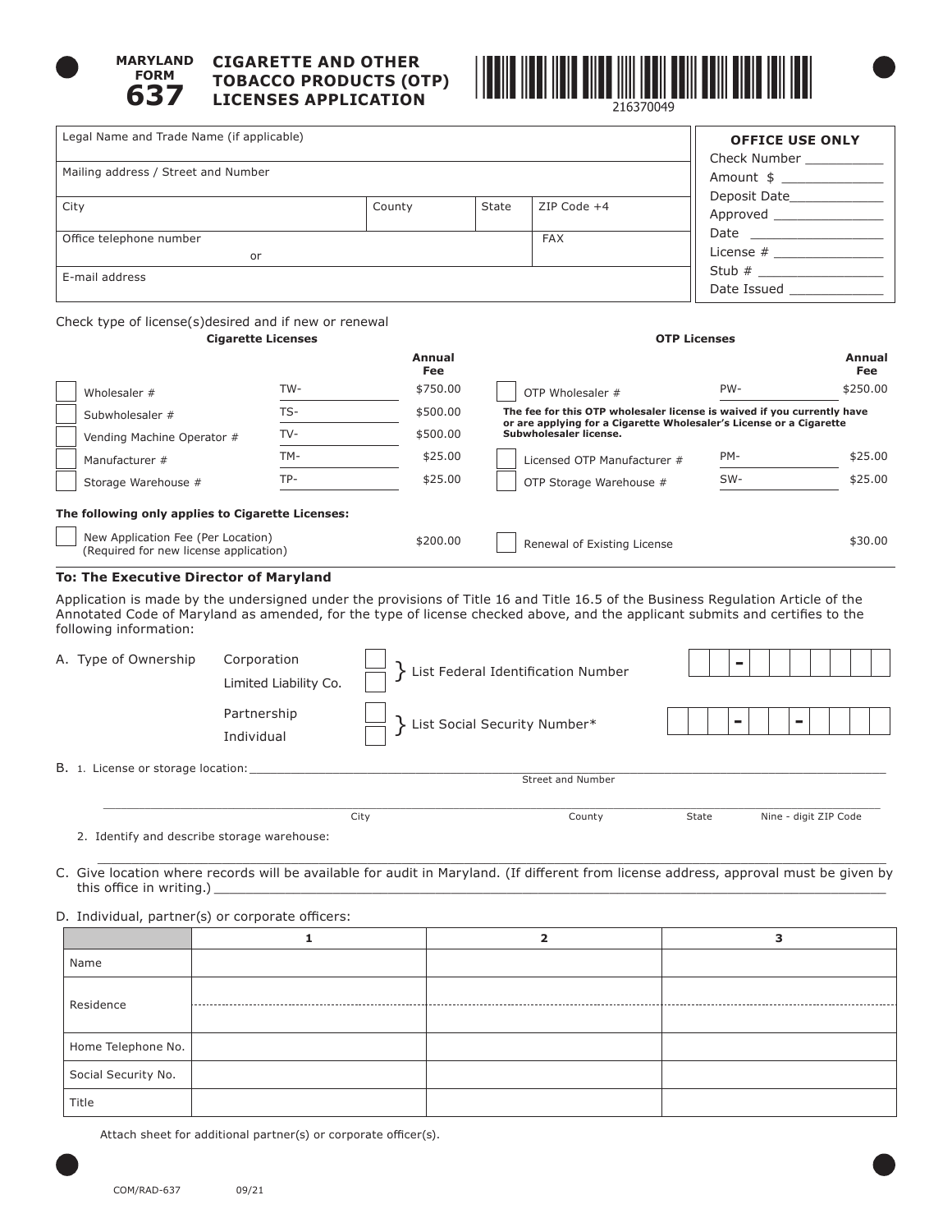# MARYLAND FORM 637

## CIGARETTE AND OTHER TOBACCO PRODUCTS (OTP) LICENSES APPLICATION

216370049

| | |
|---|---|
| Legal Name and Trade Name (if applicable) | |
| Mailing address / Street and Number | |
| City | County | State | ZIP Code +4 |
| Office telephone number or | FAX |
| E-mail address | |

**OFFICE USE ONLY**
Check Number __________
Amount $ ______________
Deposit Date____________
Approved ______________
Date __________________
License # ______________
Stub # ________________
Date Issued ____________

Check type of license(s)desired and if new or renewal

**Cigarette Licenses**

| | | Annual Fee |
|---|---|---|
| ☐ Wholesaler # | TW- | $750.00 |
| ☐ Subwholesaler # | TS- | $500.00 |
| ☐ Vending Machine Operator # | TV- | $500.00 |
| ☐ Manufacturer # | TM- | $25.00 |
| ☐ Storage Warehouse # | TP- | $25.00 |

**OTP Licenses**

| | | Annual Fee |
|---|---|---|
| ☐ OTP Wholesaler # | PW- | $250.00 |
| ☐ Licensed OTP Manufacturer # | PM- | $25.00 |
| ☐ OTP Storage Warehouse # | SW- | $25.00 |

**The fee for this OTP wholesaler license is waived if you currently have or are applying for a Cigarette Wholesaler's License or a Cigarette Subwholesaler license.**

**The following only applies to Cigarette Licenses:**

☐ New Application Fee (Per Location) (Required for new license application) $200.00

☐ Renewal of Existing License $30.00

**To: The Executive Director of Maryland**

Application is made by the undersigned under the provisions of Title 16 and Title 16.5 of the Business Regulation Article of the Annotated Code of Maryland as amended, for the type of license checked above, and the applicant submits and certifies to the following information:

A. Type of Ownership
- Corporation ☐
- Limited Liability Co. ☐

} List Federal Identification Number __ __ - __ __ __ __ __ __ __

- Partnership ☐
- Individual ☐

} List Social Security Number* __ __ __ - __ __ - __ __ __ __

B. 1. License or storage location: ______________________________________________
Street and Number

______________________________________________
City County State Nine - digit ZIP Code

2. Identify and describe storage warehouse: ______________________________________________

C. Give location where records will be available for audit in Maryland. (If different from license address, approval must be given by this office in writing.) ______________________________________________

D. Individual, partner(s) or corporate officers:

| | 1 | 2 | 3 |
|---|---|---|---|
| Name | | | |
| Residence | | | |
| Home Telephone No. | | | |
| Social Security No. | | | |
| Title | | | |

Attach sheet for additional partner(s) or corporate officer(s).

COM/RAD-637 09/21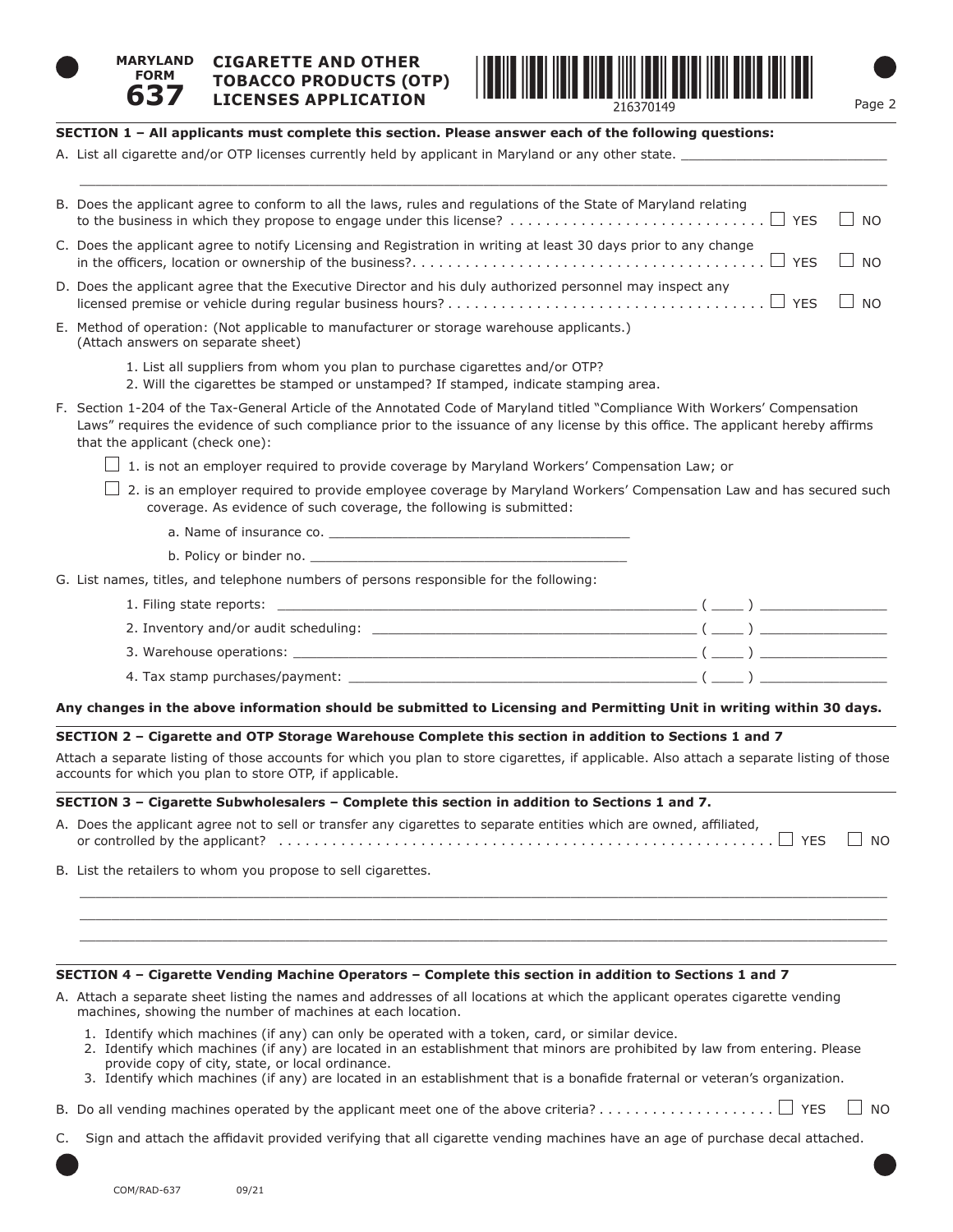**MARYLAND FORM 637**

# CIGARETTE AND OTHER TOBACCO PRODUCTS (OTP) LICENSES APPLICATION

216370149

## SECTION 1 – All applicants must complete this section. Please answer each of the following questions:

A. List all cigarette and/or OTP licenses currently held by applicant in Maryland or any other state. ___________________________

___________________________________________________________________________________________

B. Does the applicant agree to conform to all the laws, rules and regulations of the State of Maryland relating to the business in which they propose to engage under this license? . . . . . . . . . . . . . . . . . . . . . . . . . . . . . ☐ YES ☐ NO

C. Does the applicant agree to notify Licensing and Registration in writing at least 30 days prior to any change in the officers, location or ownership of the business?. . . . . . . . . . . . . . . . . . . . . . . . . . . . . . . . . . . . . . . ☐ YES ☐ NO

D. Does the applicant agree that the Executive Director and his duly authorized personnel may inspect any licensed premise or vehicle during regular business hours? . . . . . . . . . . . . . . . . . . . . . . . . . . . . . . . . . . . . ☐ YES ☐ NO

E. Method of operation: (Not applicable to manufacturer or storage warehouse applicants.) (Attach answers on separate sheet)

1. List all suppliers from whom you plan to purchase cigarettes and/or OTP?
2. Will the cigarettes be stamped or unstamped? If stamped, indicate stamping area.

F. Section 1-204 of the Tax-General Article of the Annotated Code of Maryland titled "Compliance With Workers' Compensation Laws" requires the evidence of such compliance prior to the issuance of any license by this office. The applicant hereby affirms that the applicant (check one):

☐ 1. is not an employer required to provide coverage by Maryland Workers' Compensation Law; or

☐ 2. is an employer required to provide employee coverage by Maryland Workers' Compensation Law and has secured such coverage. As evidence of such coverage, the following is submitted:

a. Name of insurance co. ________________________________________

b. Policy or binder no. __________________________________________

G. List names, titles, and telephone numbers of persons responsible for the following:

1. Filing state reports: ______________________________________________ ( ____ ) ________________
2. Inventory and/or audit scheduling: __________________________________ ( ____ ) ________________
3. Warehouse operations: ____________________________________________ ( ____ ) ________________
4. Tax stamp purchases/payment: _____________________________________ ( ____ ) ________________

**Any changes in the above information should be submitted to Licensing and Permitting Unit in writing within 30 days.**

## SECTION 2 – Cigarette and OTP Storage Warehouse Complete this section in addition to Sections 1 and 7

Attach a separate listing of those accounts for which you plan to store cigarettes, if applicable. Also attach a separate listing of those accounts for which you plan to store OTP, if applicable.

## SECTION 3 – Cigarette Subwholesalers – Complete this section in addition to Sections 1 and 7.

A. Does the applicant agree not to sell or transfer any cigarettes to separate entities which are owned, affiliated, or controlled by the applicant? . . . . . . . . . . . . . . . . . . . . . . . . . . . . . . . . . . . . . . . . . . . . . . . . . . . . . . ☐ YES ☐ NO

B. List the retailers to whom you propose to sell cigarettes.

___________________________________________________________________________________________

___________________________________________________________________________________________

___________________________________________________________________________________________

## SECTION 4 – Cigarette Vending Machine Operators – Complete this section in addition to Sections 1 and 7

A. Attach a separate sheet listing the names and addresses of all locations at which the applicant operates cigarette vending machines, showing the number of machines at each location.

1. Identify which machines (if any) can only be operated with a token, card, or similar device.
2. Identify which machines (if any) are located in an establishment that minors are prohibited by law from entering. Please provide copy of city, state, or local ordinance.
3. Identify which machines (if any) are located in an establishment that is a bonafide fraternal or veteran's organization.

B. Do all vending machines operated by the applicant meet one of the above criteria? . . . . . . . . . . . . . . . . . . . . ☐ YES ☐ NO

C. Sign and attach the affidavit provided verifying that all cigarette vending machines have an age of purchase decal attached.

COM/RAD-637 09/21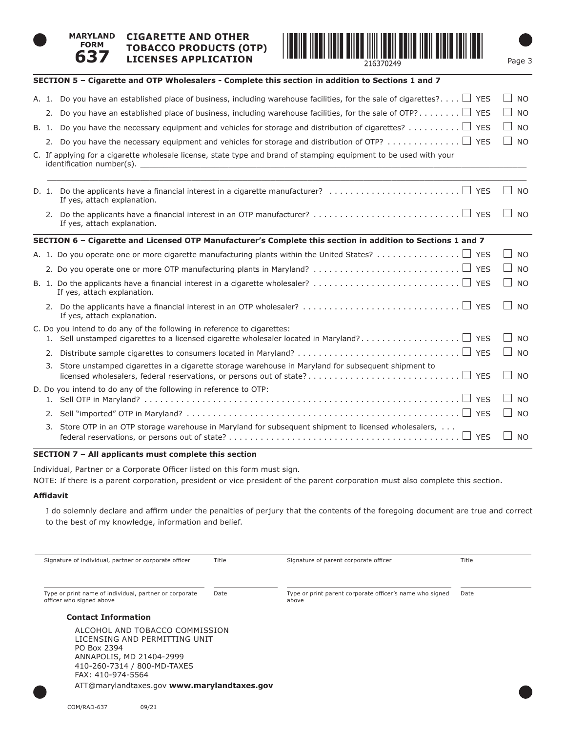**MARYLAND FORM 637** **CIGARETTE AND OTHER TOBACCO PRODUCTS (OTP) LICENSES APPLICATION**

216370249

## SECTION 5 – Cigarette and OTP Wholesalers - Complete this section in addition to Sections 1 and 7

A. 1. Do you have an established place of business, including warehouse facilities, for the sale of cigarettes? . . . . ☐ YES ☐ NO

2. Do you have an established place of business, including warehouse facilities, for the sale of OTP? . . . . . . . . ☐ YES ☐ NO

B. 1. Do you have the necessary equipment and vehicles for storage and distribution of cigarettes? . . . . . . . . . . ☐ YES ☐ NO

2. Do you have the necessary equipment and vehicles for storage and distribution of OTP? . . . . . . . . . . . . . . ☐ YES ☐ NO

C. If applying for a cigarette wholesale license, state type and brand of stamping equipment to be used with your identification number(s). ______________________________

______________________________

D. 1. Do the applicants have a financial interest in a cigarette manufacturer? . . . . . . . . . . . . . . . . . . . . . . . . . ☐ YES ☐ NO
If yes, attach explanation.

2. Do the applicants have a financial interest in an OTP manufacturer? . . . . . . . . . . . . . . . . . . . . . . . . . . . . ☐ YES ☐ NO
If yes, attach explanation.

## SECTION 6 – Cigarette and Licensed OTP Manufacturer's Complete this section in addition to Sections 1 and 7

A. 1. Do you operate one or more cigarette manufacturing plants within the United States? . . . . . . . . . . . . . . . ☐ YES ☐ NO

2. Do you operate one or more OTP manufacturing plants in Maryland? . . . . . . . . . . . . . . . . . . . . . . . . . . . ☐ YES ☐ NO

B. 1. Do the applicants have a financial interest in a cigarette wholesaler? . . . . . . . . . . . . . . . . . . . . . . . . . . . ☐ YES ☐ NO
If yes, attach explanation.

2. Do the applicants have a financial interest in an OTP wholesaler? . . . . . . . . . . . . . . . . . . . . . . . . . . . . . ☐ YES ☐ NO
If yes, attach explanation.

C. Do you intend to do any of the following in reference to cigarettes:

1. Sell unstamped cigarettes to a licensed cigarette wholesaler located in Maryland? . . . . . . . . . . . . . . . . . . ☐ YES ☐ NO

2. Distribute sample cigarettes to consumers located in Maryland? . . . . . . . . . . . . . . . . . . . . . . . . . . . . . . ☐ YES ☐ NO

3. Store unstamped cigarettes in a cigarette storage warehouse in Maryland for subsequent shipment to licensed wholesalers, federal reservations, or persons out of state? . . . . . . . . . . . . . . . . . . . . . . . . . . . . ☐ YES ☐ NO

D. Do you intend to do any of the following in reference to OTP:

1. Sell OTP in Maryland? . . . . . . . . . . . . . . . . . . . . . . . . . . . . . . . . . . . . . . . . . . . . . . . . . . . . . . . . . ☐ YES ☐ NO

2. Sell "imported" OTP in Maryland? . . . . . . . . . . . . . . . . . . . . . . . . . . . . . . . . . . . . . . . . . . . . . . . . . . ☐ YES ☐ NO

3. Store OTP in an OTP storage warehouse in Maryland for subsequent shipment to licensed wholesalers, . . . federal reservations, or persons out of state? . . . . . . . . . . . . . . . . . . . . . . . . . . . . . . . . . . . . . . . . . . . ☐ YES ☐ NO

## SECTION 7 – All applicants must complete this section

Individual, Partner or a Corporate Officer listed on this form must sign.

NOTE: If there is a parent corporation, president or vice president of the parent corporation must also complete this section.

### Affidavit

I do solemnly declare and affirm under the penalties of perjury that the contents of the foregoing document are true and correct to the best of my knowledge, information and belief.

| | | | |
|---|---|---|---|
| Signature of individual, partner or corporate officer | Title | Signature of parent corporate officer | Title |
| Type or print name of individual, partner or corporate officer who signed above | Date | Type or print parent corporate officer's name who signed above | Date |

### Contact Information

ALCOHOL AND TOBACCO COMMISSION
LICENSING AND PERMITTING UNIT
PO Box 2394
ANNAPOLIS, MD 21404-2999
410-260-7314 / 800-MD-TAXES
FAX: 410-974-5564
ATT@marylandtaxes.gov **www.marylandtaxes.gov**

COM/RAD-637 09/21